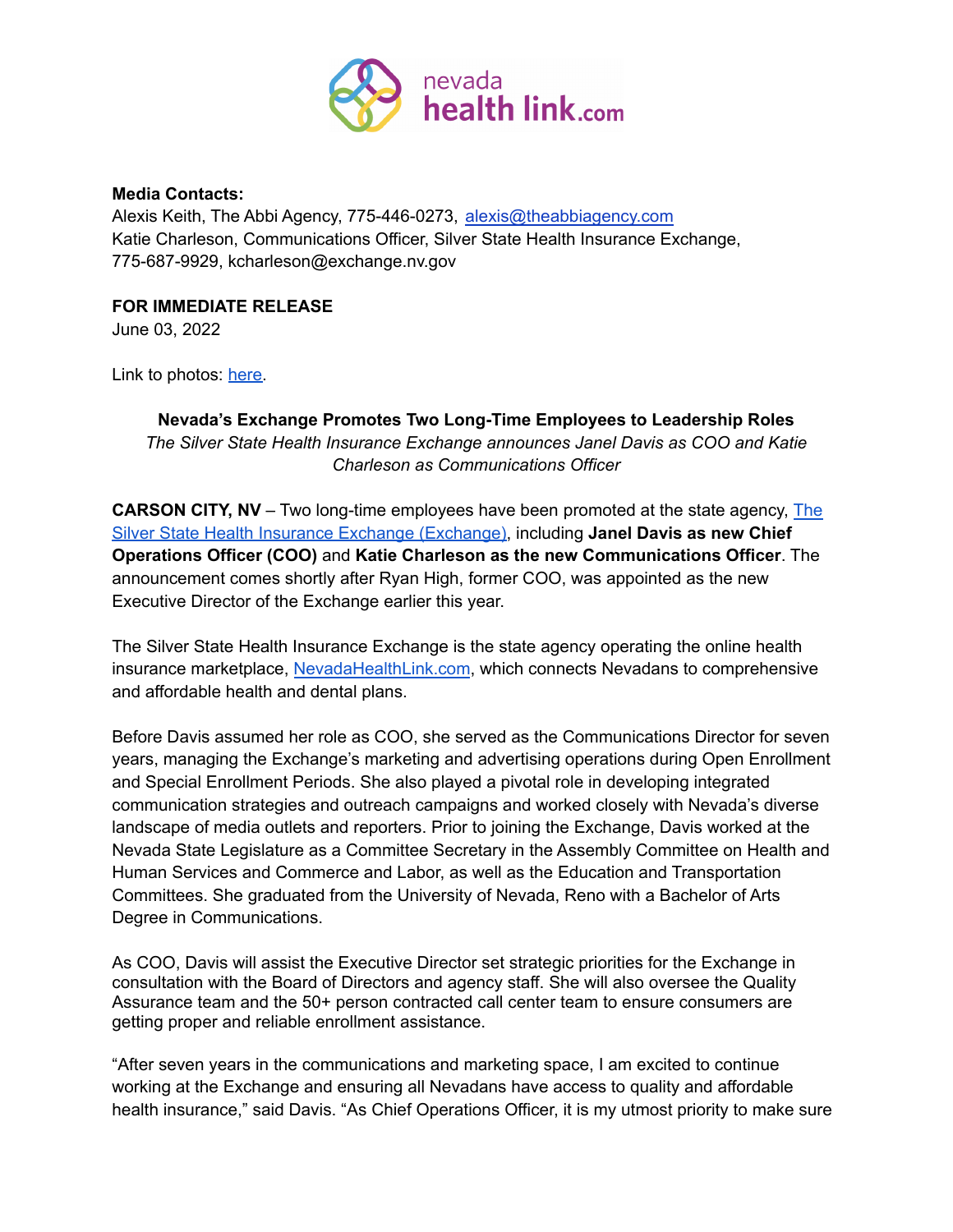**Media Contacts:**
Alexis Keith, The Abbi Agency, 775-446-0273, [alexis@theabbiagency.com](mailto:alexis@theabbiagency.com)
Katie Charleson, Communications Officer, Silver State Health Insurance Exchange, 775-687-9929, kcharleson@exchange.nv.gov

**FOR IMMEDIATE RELEASE**
June 03, 2022

Link to photos: here.

**Nevada's Exchange Promotes Two Long-Time Employees to Leadership Roles**

*The Silver State Health Insurance Exchange announces Janel Davis as COO and Katie Charleson as Communications Officer*

**CARSON CITY, NV** – Two long-time employees have been promoted at the state agency, The Silver State Health Insurance Exchange (Exchange), including **Janel Davis as new Chief Operations Officer (COO)** and **Katie Charleson as the new Communications Officer**. The announcement comes shortly after Ryan High, former COO, was appointed as the new Executive Director of the Exchange earlier this year.

The Silver State Health Insurance Exchange is the state agency operating the online health insurance marketplace, NevadaHealthLink.com, which connects Nevadans to comprehensive and affordable health and dental plans.

Before Davis assumed her role as COO, she served as the Communications Director for seven years, managing the Exchange's marketing and advertising operations during Open Enrollment and Special Enrollment Periods. She also played a pivotal role in developing integrated communication strategies and outreach campaigns and worked closely with Nevada's diverse landscape of media outlets and reporters. Prior to joining the Exchange, Davis worked at the Nevada State Legislature as a Committee Secretary in the Assembly Committee on Health and Human Services and Commerce and Labor, as well as the Education and Transportation Committees. She graduated from the University of Nevada, Reno with a Bachelor of Arts Degree in Communications.

As COO, Davis will assist the Executive Director set strategic priorities for the Exchange in consultation with the Board of Directors and agency staff. She will also oversee the Quality Assurance team and the 50+ person contracted call center team to ensure consumers are getting proper and reliable enrollment assistance.

"After seven years in the communications and marketing space, I am excited to continue working at the Exchange and ensuring all Nevadans have access to quality and affordable health insurance," said Davis. "As Chief Operations Officer, it is my utmost priority to make sure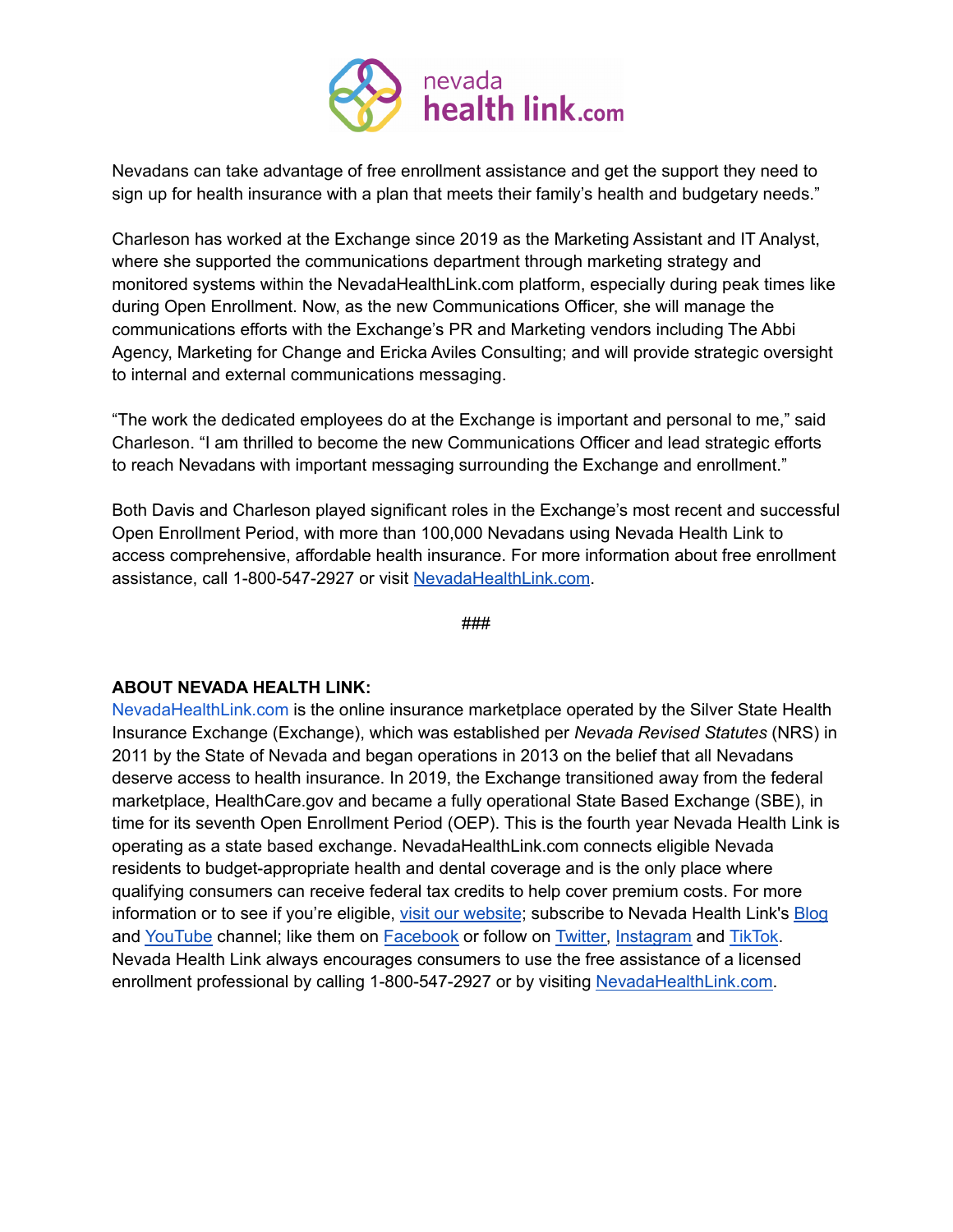Nevadans can take advantage of free enrollment assistance and get the support they need to sign up for health insurance with a plan that meets their family's health and budgetary needs."

Charleson has worked at the Exchange since 2019 as the Marketing Assistant and IT Analyst, where she supported the communications department through marketing strategy and monitored systems within the NevadaHealthLink.com platform, especially during peak times like during Open Enrollment. Now, as the new Communications Officer, she will manage the communications efforts with the Exchange's PR and Marketing vendors including The Abbi Agency, Marketing for Change and Ericka Aviles Consulting; and will provide strategic oversight to internal and external communications messaging.

"The work the dedicated employees do at the Exchange is important and personal to me," said Charleson. "I am thrilled to become the new Communications Officer and lead strategic efforts to reach Nevadans with important messaging surrounding the Exchange and enrollment."

Both Davis and Charleson played significant roles in the Exchange's most recent and successful Open Enrollment Period, with more than 100,000 Nevadans using Nevada Health Link to access comprehensive, affordable health insurance. For more information about free enrollment assistance, call 1-800-547-2927 or visit NevadaHealthLink.com.

###

**ABOUT NEVADA HEALTH LINK:**
NevadaHealthLink.com is the online insurance marketplace operated by the Silver State Health Insurance Exchange (Exchange), which was established per *Nevada Revised Statutes* (NRS) in 2011 by the State of Nevada and began operations in 2013 on the belief that all Nevadans deserve access to health insurance. In 2019, the Exchange transitioned away from the federal marketplace, HealthCare.gov and became a fully operational State Based Exchange (SBE), in time for its seventh Open Enrollment Period (OEP). This is the fourth year Nevada Health Link is operating as a state based exchange. NevadaHealthLink.com connects eligible Nevada residents to budget-appropriate health and dental coverage and is the only place where qualifying consumers can receive federal tax credits to help cover premium costs. For more information or to see if you're eligible, visit our website; subscribe to Nevada Health Link's Blog and YouTube channel; like them on Facebook or follow on Twitter, Instagram and TikTok. Nevada Health Link always encourages consumers to use the free assistance of a licensed enrollment professional by calling 1-800-547-2927 or by visiting NevadaHealthLink.com.